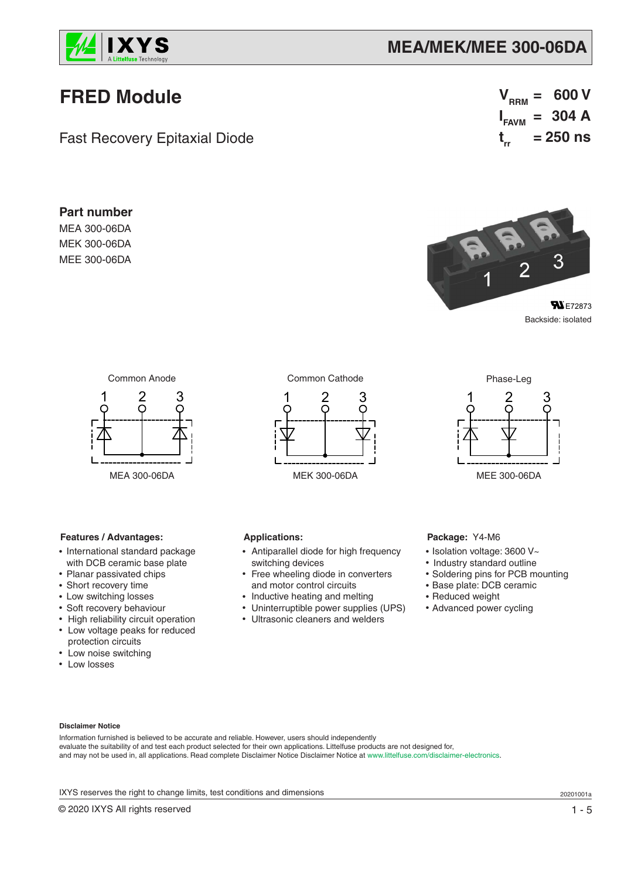# MEA/MEK/MEE 300-06DA

## FRED Module

Fast Recovery Epitaxial Diode

$V_{RRM}$ = 600 V
$I_{FAVM}$ = 304 A
$t_{rr}$ = 250 ns

### Part number

MEA 300-06DA
MEK 300-06DA
MEE 300-06DA

E72873
Backside: isolated

Common Anode — MEA 300-06DA

Common Cathode — MEK 300-06DA

Phase-Leg — MEE 300-06DA

**Features / Advantages:**

- International standard package with DCB ceramic base plate
- Planar passivated chips
- Short recovery time
- Low switching losses
- Soft recovery behaviour
- High reliability circuit operation
- Low voltage peaks for reduced protection circuits
- Low noise switching
- Low losses

**Applications:**

- Antiparallel diode for high frequency switching devices
- Free wheeling diode in converters and motor control circuits
- Inductive heating and melting
- Uninterruptible power supplies (UPS)
- Ultrasonic cleaners and welders

**Package:** Y4-M6

- Isolation voltage: 3600 V~
- Industry standard outline
- Soldering pins for PCB mounting
- Base plate: DCB ceramic
- Reduced weight
- Advanced power cycling

**Disclaimer Notice**

Information furnished is believed to be accurate and reliable. However, users should independently evaluate the suitability of and test each product selected for their own applications. Littelfuse products are not designed for, and may not be used in, all applications. Read complete Disclaimer Notice Disclaimer Notice at www.littelfuse.com/disclaimer-electronics.

IXYS reserves the right to change limits, test conditions and dimensions

20201001a

© 2020 IXYS All rights reserved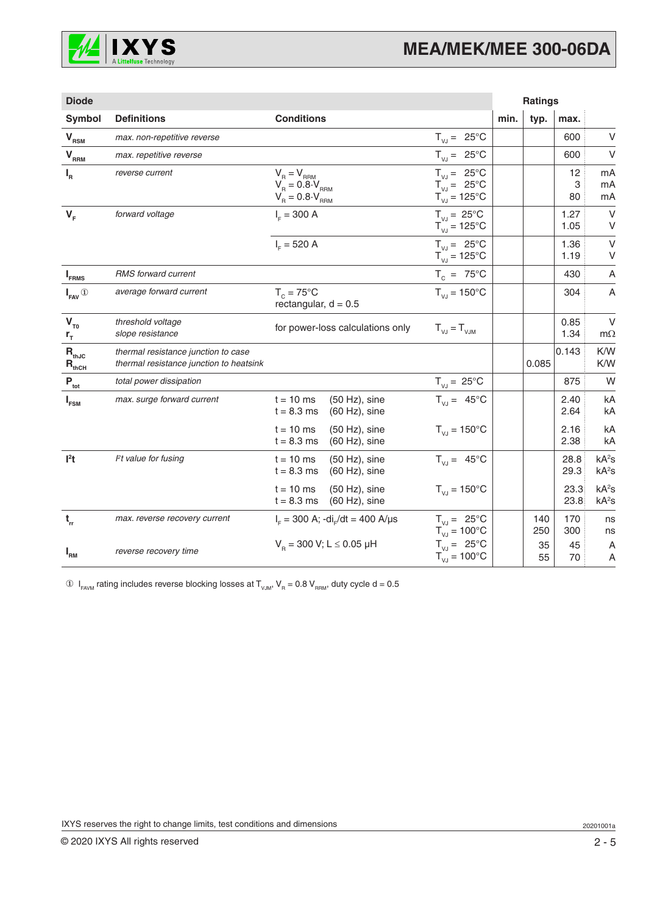# MEA/MEK/MEE 300-06DA

| Diode | | | | Ratings | | | |
|---|---|---|---|---|---|---|---|
| **Symbol** | **Definitions** | **Conditions** | | **min.** | **typ.** | **max.** | |
| $V_{RSM}$ | *max. non-repetitive reverse* | | $T_{VJ}$ = 25°C | | | 600 | V |
| $V_{RRM}$ | *max. repetitive reverse* | | $T_{VJ}$ = 25°C | | | 600 | V |
| $I_R$ | *reverse current* | $V_R = V_{RRM}$<br>$V_R = 0.8 \cdot V_{RRM}$<br>$V_R = 0.8 \cdot V_{RRM}$ | $T_{VJ}$ = 25°C<br>$T_{VJ}$ = 25°C<br>$T_{VJ}$ = 125°C | | | 12<br>3<br>80 | mA<br>mA<br>mA |
| $V_F$ | *forward voltage* | $I_F$ = 300 A | $T_{VJ}$ = 25°C<br>$T_{VJ}$ = 125°C | | | 1.27<br>1.05 | V<br>V |
| | | $I_F$ = 520 A | $T_{VJ}$ = 25°C<br>$T_{VJ}$ = 125°C | | | 1.36<br>1.19 | V<br>V |
| $I_{FRMS}$ | *RMS forward current* | | $T_C$ = 75°C | | | 430 | A |
| $I_{FAV}$ ① | *average forward current* | $T_C$ = 75°C<br>rectangular, d = 0.5 | $T_{VJ}$ = 150°C | | | 304 | A |
| $V_{T0}$<br>$r_T$ | *threshold voltage*<br>*slope resistance* | for power-loss calculations only | $T_{VJ} = T_{VJM}$ | | | 0.85<br>1.34 | V<br>mΩ |
| $R_{thJC}$<br>$R_{thCH}$ | *thermal resistance junction to case*<br>*thermal resistance junction to heatsink* | | | | <br>0.085 | 0.143<br> | K/W<br>K/W |
| $P_{tot}$ | *total power dissipation* | | $T_{VJ}$ = 25°C | | | 875 | W |
| $I_{FSM}$ | *max. surge forward current* | t = 10 ms (50 Hz), sine<br>t = 8.3 ms (60 Hz), sine | $T_{VJ}$ = 45°C | | | 2.40<br>2.64 | kA<br>kA |
| | | t = 10 ms (50 Hz), sine<br>t = 8.3 ms (60 Hz), sine | $T_{VJ}$ = 150°C | | | 2.16<br>2.38 | kA<br>kA |
| $I^2t$ | *$I^2t$ value for fusing* | t = 10 ms (50 Hz), sine<br>t = 8.3 ms (60 Hz), sine | $T_{VJ}$ = 45°C | | | 28.8<br>29.3 | $kA^2s$<br>$kA^2s$ |
| | | t = 10 ms (50 Hz), sine<br>t = 8.3 ms (60 Hz), sine | $T_{VJ}$ = 150°C | | | 23.3<br>23.8 | $kA^2s$<br>$kA^2s$ |
| $t_{rr}$ | *max. reverse recovery current* | $I_F$ = 300 A; $-di_F/dt$ = 400 A/µs | $T_{VJ}$ = 25°C<br>$T_{VJ}$ = 100°C | | 140<br>250 | 170<br>300 | ns<br>ns |
| $I_{RM}$ | *reverse recovery time* | $V_R$ = 300 V; L ≤ 0.05 µH | $T_{VJ}$ = 25°C<br>$T_{VJ}$ = 100°C | | 35<br>55 | 45<br>70 | A<br>A |

① $I_{FAVM}$ rating includes reverse blocking losses at $T_{VJM}$, $V_R = 0.8\ V_{RRM}$, duty cycle d = 0.5

IXYS reserves the right to change limits, test conditions and dimensions

20201001a

© 2020 IXYS All rights reserved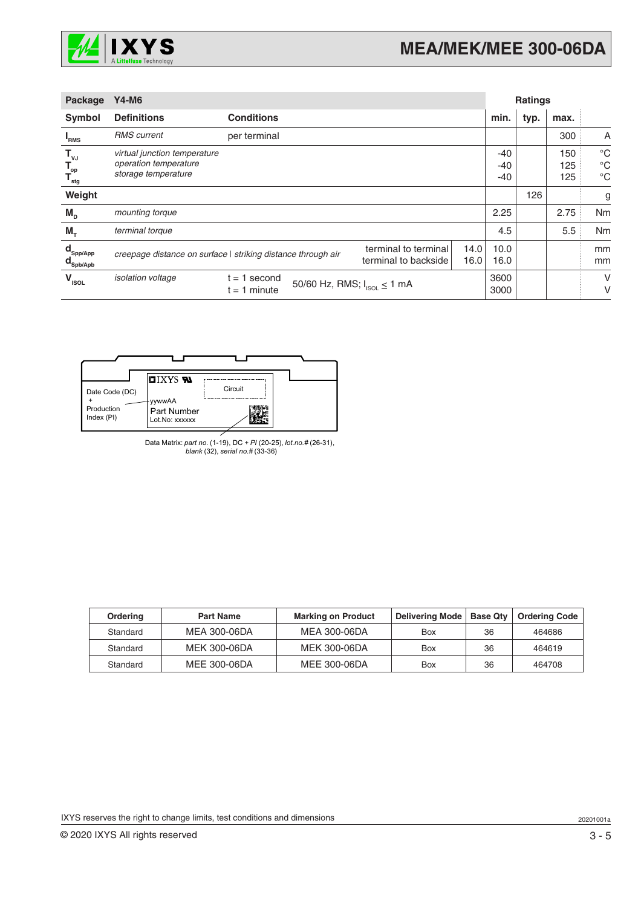| Package | Y4-M6 | | | | Ratings | | | |
|---|---|---|---|---|---|---|---|---|
| **Symbol** | **Definitions** | **Conditions** | | | **min.** | **typ.** | **max.** | |
| $I_{RMS}$ | *RMS current* | per terminal | | | | | 300 | A |
| $T_{VJ}$ | *virtual junction temperature* | | | | -40 | | 150 | °C |
| $T_{op}$ | *operation temperature* | | | | -40 | | 125 | °C |
| $T_{stg}$ | *storage temperature* | | | | -40 | | 125 | °C |
| **Weight** | | | | | | 126 | | g |
| $M_D$ | *mounting torque* | | | | 2.25 | | 2.75 | Nm |
| $M_T$ | *terminal torque* | | | | 4.5 | | 5.5 | Nm |
| $d_{Spp/App}$ | *creepage distance on surface \| striking distance through air* | | terminal to terminal | 14.0 | 10.0 | | | mm |
| $d_{Spb/Apb}$ | | | terminal to backside | 16.0 | 16.0 | | | mm |
| $V_{ISOL}$ | *isolation voltage* | t = 1 second | 50/60 Hz, RMS; $I_{ISOL} \leq 1$ mA | | 3600 | | | V |
| | | t = 1 minute | | | 3000 | | | V |

Date Code (DC) + Production Index (PI)

IXYS

Circuit

yywwAA

Part Number

Lot.No: xxxxxx

Data Matrix: *part no.* (1-19), DC + *PI* (20-25), *lot.no.#* (26-31), *blank* (32), *serial no.#* (33-36)

| Ordering | Part Name | Marking on Product | Delivering Mode | Base Qty | Ordering Code |
|---|---|---|---|---|---|
| Standard | MEA 300-06DA | MEA 300-06DA | Box | 36 | 464686 |
| Standard | MEK 300-06DA | MEK 300-06DA | Box | 36 | 464619 |
| Standard | MEE 300-06DA | MEE 300-06DA | Box | 36 | 464708 |

IXYS reserves the right to change limits, test conditions and dimensions

20201001a

© 2020 IXYS All rights reserved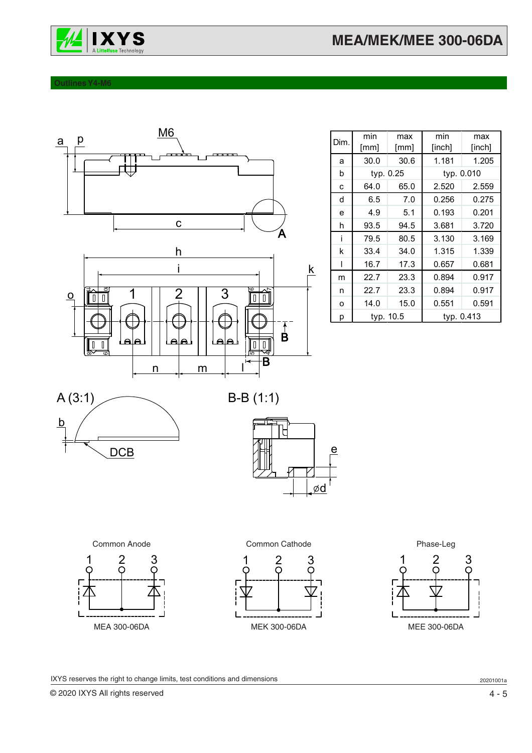## Outlines Y4-M6

| Dim. | min [mm] | max [mm] | min [inch] | max [inch] |
|---|---|---|---|---|
| a | 30.0 | 30.6 | 1.181 | 1.205 |
| b | typ. 0.25 | | typ. 0.010 | |
| c | 64.0 | 65.0 | 2.520 | 2.559 |
| d | 6.5 | 7.0 | 0.256 | 0.275 |
| e | 4.9 | 5.1 | 0.193 | 0.201 |
| h | 93.5 | 94.5 | 3.681 | 3.720 |
| i | 79.5 | 80.5 | 3.130 | 3.169 |
| k | 33.4 | 34.0 | 1.315 | 1.339 |
| l | 16.7 | 17.3 | 0.657 | 0.681 |
| m | 22.7 | 23.3 | 0.894 | 0.917 |
| n | 22.7 | 23.3 | 0.894 | 0.917 |
| o | 14.0 | 15.0 | 0.551 | 0.591 |
| p | typ. 10.5 | | typ. 0.413 | |

A (3:1)

B-B (1:1)

Common Anode — MEA 300-06DA

Common Cathode — MEK 300-06DA

Phase-Leg — MEE 300-06DA

IXYS reserves the right to change limits, test conditions and dimensions

© 2020 IXYS All rights reserved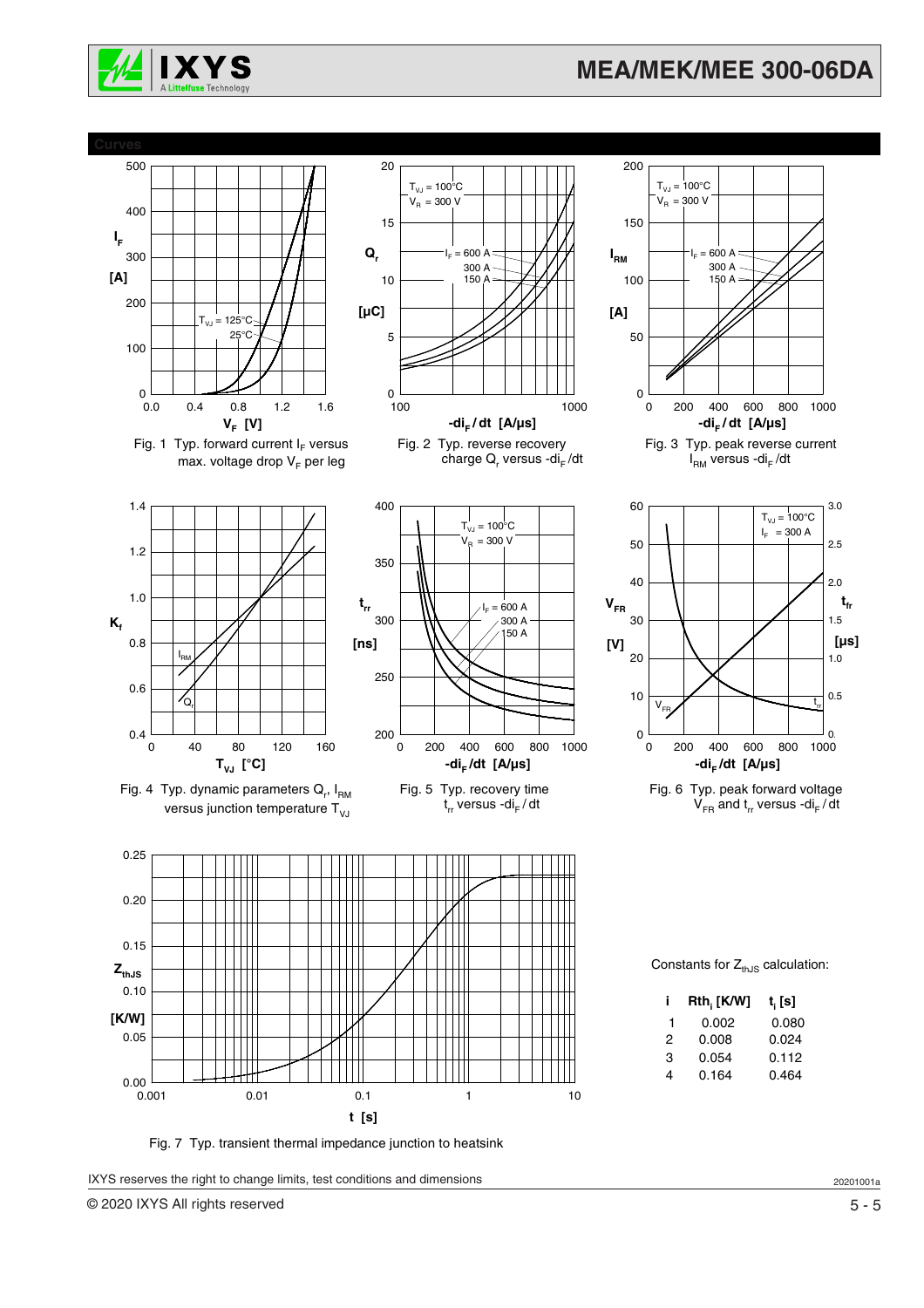## Curves

500
400
$I_F$
300
[A]
200
100
0
0.0 0.4 0.8 1.2 1.6
$V_F$ [V]
$T_{VJ}$ = 125°C
25°C

Fig. 1 Typ. forward current $I_F$ versus max. voltage drop $V_F$ per leg

20
$T_{VJ}$ = 100°C
$V_R$ = 300 V
15
$Q_r$
10
[µC]
5
0
100 1000
$-di_F/dt$ [A/µs]
$I_F$ = 600 A
300 A
150 A

Fig. 2 Typ. reverse recovery charge $Q_r$ versus $-di_F/dt$

200
$T_{VJ}$ = 100°C
$V_R$ = 300 V
150
$I_{RM}$
100
[A]
50
0
0 200 400 600 800 1000
$-di_F/dt$ [A/µs]
$I_F$ = 600 A
300 A
150 A

Fig. 3 Typ. peak reverse current $I_{RM}$ versus $-di_F/dt$

1.4
1.2
1.0
$K_f$
0.8
0.6
0.4
0 40 80 120 160
$T_{VJ}$ [°C]
$I_{RM}$
$Q_r$

Fig. 4 Typ. dynamic parameters $Q_r$, $I_{RM}$ versus junction temperature $T_{VJ}$

400
$T_{VJ}$ = 100°C
$V_R$ = 300 V
350
$t_{rr}$
300
[ns]
250
200
0 200 400 600 800 1000
$-di_F/dt$ [A/µs]
$I_F$ = 600 A
300 A
150 A

Fig. 5 Typ. recovery time $t_{rr}$ versus $-di_F/dt$

60
$T_{VJ}$ = 100°C
$I_F$ = 300 A
50
40
$V_{FR}$
30
[V]
20
10
0
0 200 400 600 800 1000
$-di_F/dt$ [A/µs]
$V_{FR}$
$t_{fr}$
3.0
2.5
2.0
$t_{fr}$
1.5
[µs]
1.0
0.5
0.

Fig. 6 Typ. peak forward voltage $V_{FR}$ and $t_{fr}$ versus $-di_F/dt$

0.25
0.20
0.15
$Z_{thJS}$
0.10
[K/W]
0.05
0.00
0.001 0.01 0.1 1 10
t [s]

Fig. 7 Typ. transient thermal impedance junction to heatsink

Constants for $Z_{thJS}$ calculation:

| i | $Rth_i$ [K/W] | $t_i$ [s] |
|---|---|---|
| 1 | 0.002 | 0.080 |
| 2 | 0.008 | 0.024 |
| 3 | 0.054 | 0.112 |
| 4 | 0.164 | 0.464 |

IXYS reserves the right to change limits, test conditions and dimensions

20201001a

© 2020 IXYS All rights reserved